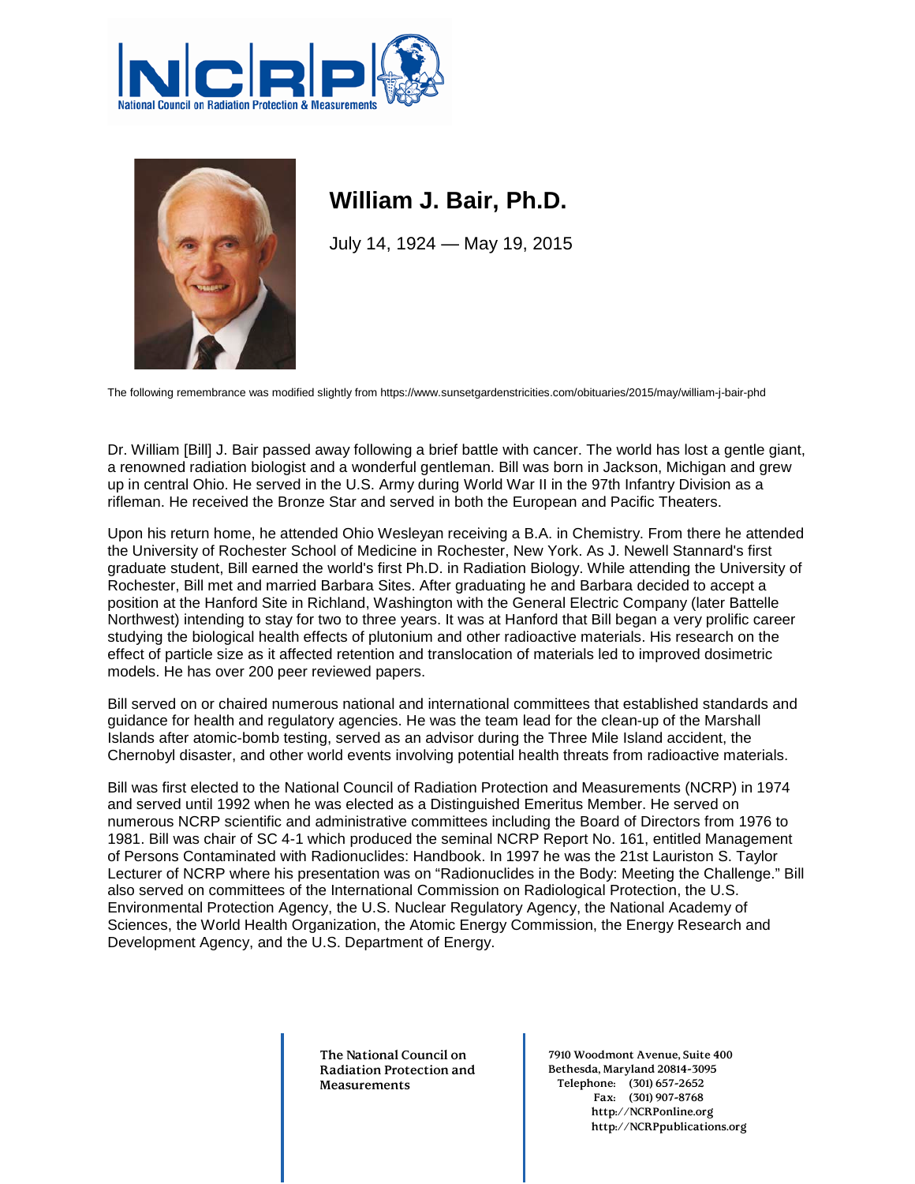# William J. Bair, Ph.D.

July 14, 1924 — May 19, 2015

The following remembrance was modified slightly from https://www.sunsetgardenstricities.com/obituaries/2015/may/william-j-bair-phd

Dr. William [Bill] J. Bair passed away following a brief battle with cancer. The world has lost a gentle giant, a renowned radiation biologist and a wonderful gentleman. Bill was born in Jackson, Michigan and grew up in central Ohio. He served in the U.S. Army during World War II in the 97th Infantry Division as a rifleman. He received the Bronze Star and served in both the European and Pacific Theaters.

Upon his return home, he attended Ohio Wesleyan receiving a B.A. in Chemistry. From there he attended the University of Rochester School of Medicine in Rochester, New York. As J. Newell Stannard's first graduate student, Bill earned the world's first Ph.D. in Radiation Biology. While attending the University of Rochester, Bill met and married Barbara Sites. After graduating he and Barbara decided to accept a position at the Hanford Site in Richland, Washington with the General Electric Company (later Battelle Northwest) intending to stay for two to three years. It was at Hanford that Bill began a very prolific career studying the biological health effects of plutonium and other radioactive materials. His research on the effect of particle size as it affected retention and translocation of materials led to improved dosimetric models. He has over 200 peer reviewed papers.

Bill served on or chaired numerous national and international committees that established standards and guidance for health and regulatory agencies. He was the team lead for the clean-up of the Marshall Islands after atomic-bomb testing, served as an advisor during the Three Mile Island accident, the Chernobyl disaster, and other world events involving potential health threats from radioactive materials.

Bill was first elected to the National Council of Radiation Protection and Measurements (NCRP) in 1974 and served until 1992 when he was elected as a Distinguished Emeritus Member. He served on numerous NCRP scientific and administrative committees including the Board of Directors from 1976 to 1981. Bill was chair of SC 4-1 which produced the seminal NCRP Report No. 161, entitled Management of Persons Contaminated with Radionuclides: Handbook. In 1997 he was the 21st Lauriston S. Taylor Lecturer of NCRP where his presentation was on "Radionuclides in the Body: Meeting the Challenge." Bill also served on committees of the International Commission on Radiological Protection, the U.S. Environmental Protection Agency, the U.S. Nuclear Regulatory Agency, the National Academy of Sciences, the World Health Organization, the Atomic Energy Commission, the Energy Research and Development Agency, and the U.S. Department of Energy.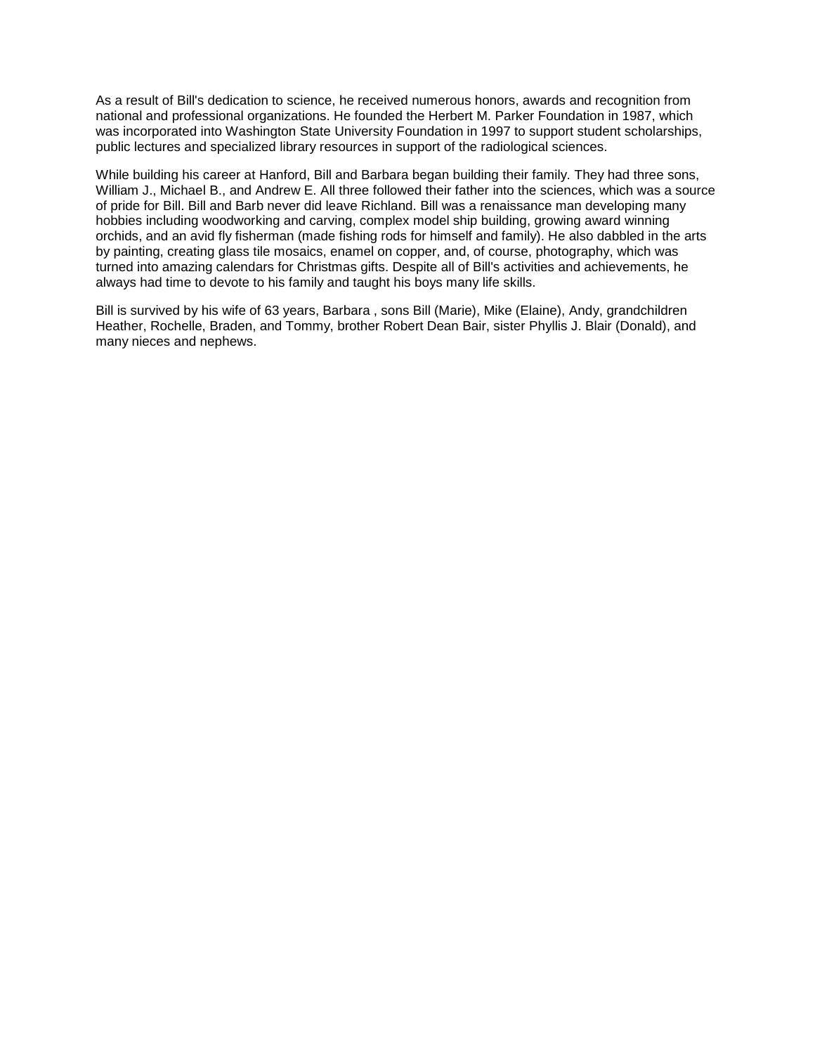As a result of Bill's dedication to science, he received numerous honors, awards and recognition from national and professional organizations. He founded the Herbert M. Parker Foundation in 1987, which was incorporated into Washington State University Foundation in 1997 to support student scholarships, public lectures and specialized library resources in support of the radiological sciences.

While building his career at Hanford, Bill and Barbara began building their family. They had three sons, William J., Michael B., and Andrew E. All three followed their father into the sciences, which was a source of pride for Bill. Bill and Barb never did leave Richland. Bill was a renaissance man developing many hobbies including woodworking and carving, complex model ship building, growing award winning orchids, and an avid fly fisherman (made fishing rods for himself and family). He also dabbled in the arts by painting, creating glass tile mosaics, enamel on copper, and, of course, photography, which was turned into amazing calendars for Christmas gifts. Despite all of Bill's activities and achievements, he always had time to devote to his family and taught his boys many life skills.

Bill is survived by his wife of 63 years, Barbara , sons Bill (Marie), Mike (Elaine), Andy, grandchildren Heather, Rochelle, Braden, and Tommy, brother Robert Dean Bair, sister Phyllis J. Blair (Donald), and many nieces and nephews.